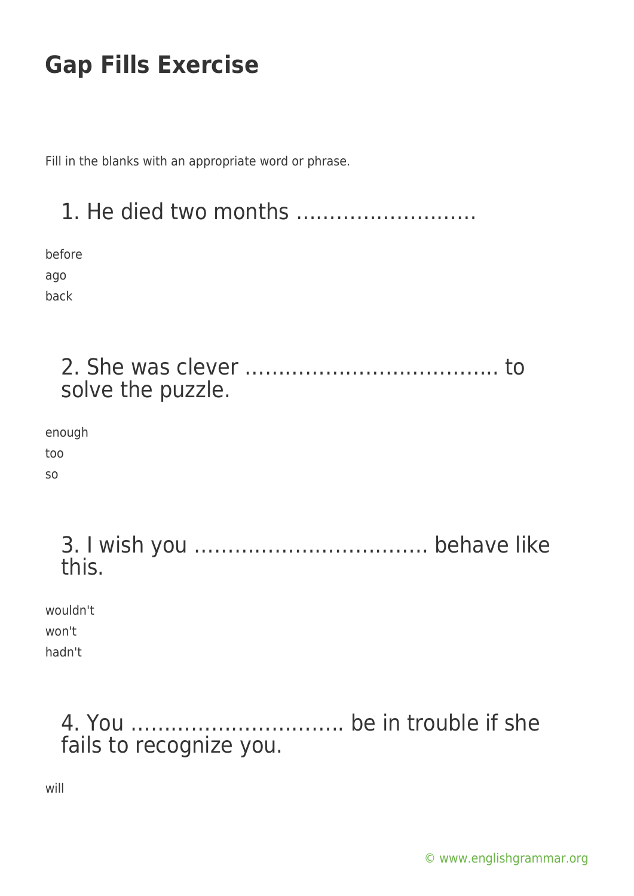# Gap Fills Exercise

Fill in the blanks with an appropriate word or phrase.

## 1. He died two months ………………………

before

ago

back

## 2. She was clever ……………………………….. to solve the puzzle.

enough

too

so

## 3. I wish you …………………………….. behave like this.

wouldn't

won't

hadn't

## 4. You ………………………….. be in trouble if she fails to recognize you.

will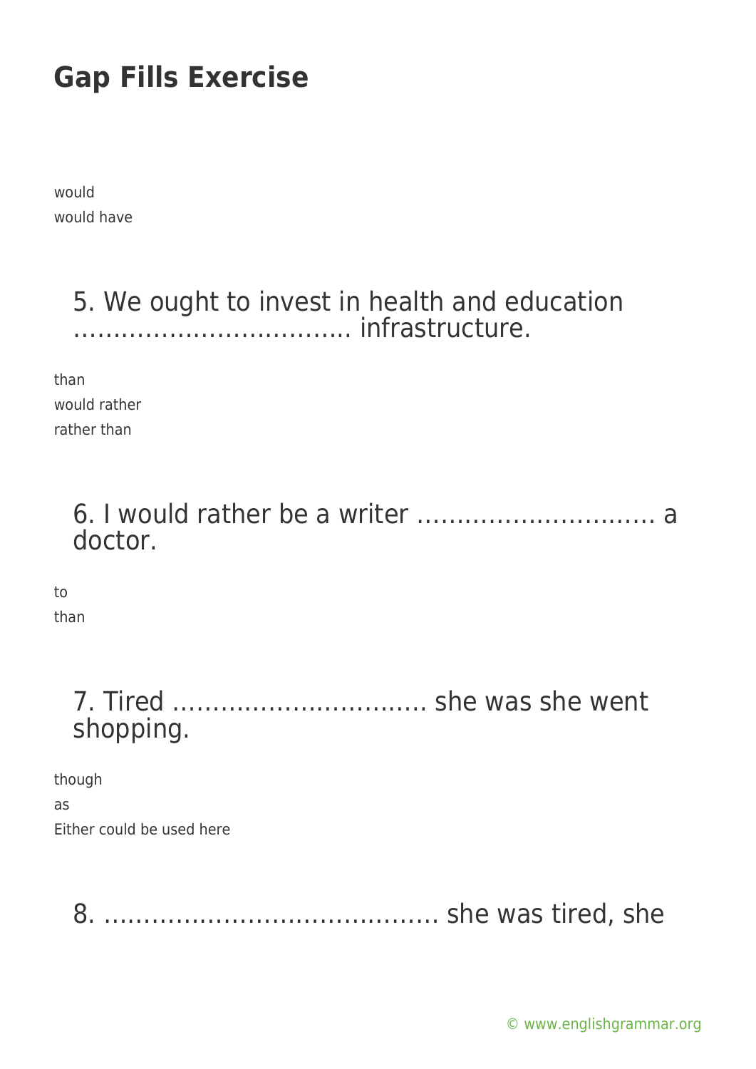# Gap Fills Exercise

would
would have

5. We ought to invest in health and education ……………………………. infrastructure.

than
would rather
rather than

6. I would rather be a writer ………………………… a doctor.

to
than

7. Tired ………………………….. she was she went shopping.

though
as
Either could be used here

8. …………………………………. she was tired, she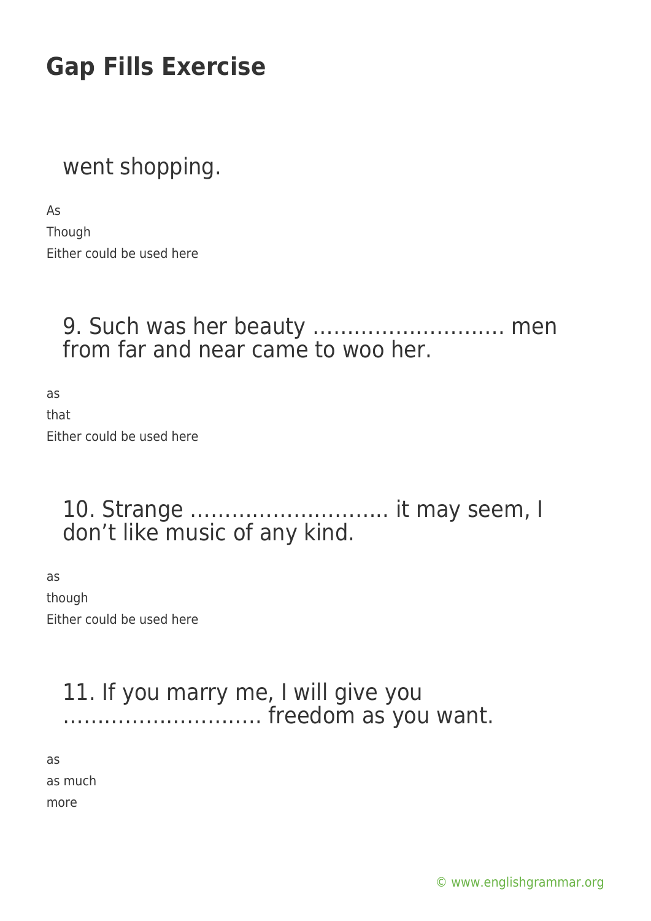# Gap Fills Exercise

went shopping.

As
Though
Either could be used here

9. Such was her beauty ……………………… men from far and near came to woo her.

as
that
Either could be used here

10. Strange ……………………….. it may seem, I don't like music of any kind.

as
though
Either could be used here

11. If you marry me, I will give you ……………………….. freedom as you want.

as
as much
more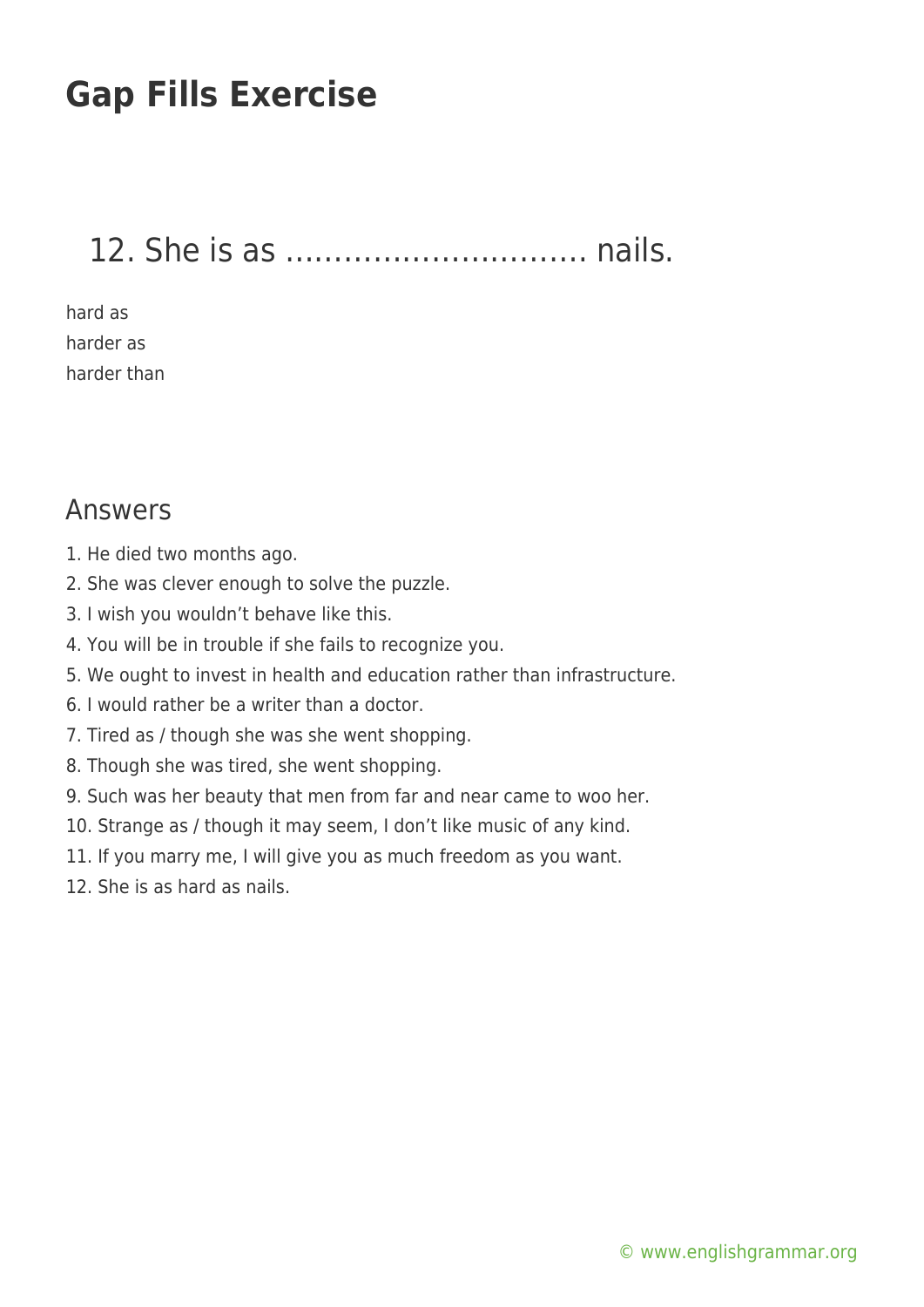# Gap Fills Exercise

## 12. She is as ………………………… nails.

hard as
harder as
harder than

## Answers

1. He died two months ago.
2. She was clever enough to solve the puzzle.
3. I wish you wouldn't behave like this.
4. You will be in trouble if she fails to recognize you.
5. We ought to invest in health and education rather than infrastructure.
6. I would rather be a writer than a doctor.
7. Tired as / though she was she went shopping.
8. Though she was tired, she went shopping.
9. Such was her beauty that men from far and near came to woo her.
10. Strange as / though it may seem, I don't like music of any kind.
11. If you marry me, I will give you as much freedom as you want.
12. She is as hard as nails.

© www.englishgrammar.org